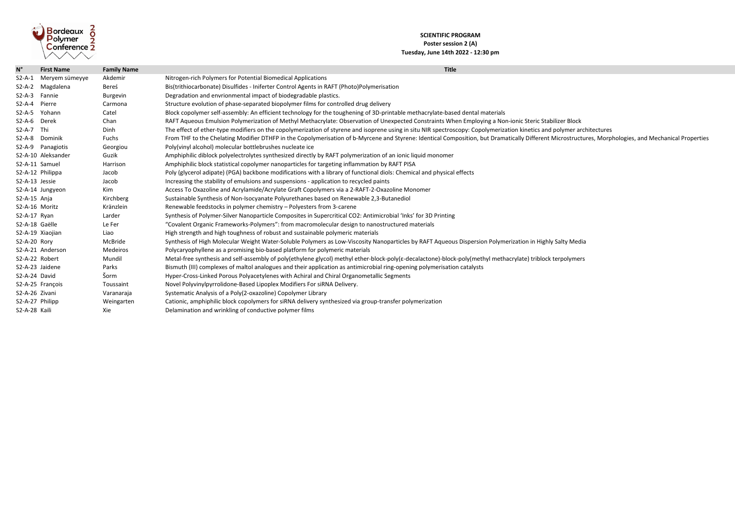**SCIENTIFIC PROGRAM**

**Poster session 2 (A)**

**Tuesday, June 14th 2022 - 12:30 pm**

| N° | First Name | Family Name | Title |
|---|---|---|---|
| S2-A-1 | Meryem sümeyye | Akdemir | Nitrogen-rich Polymers for Potential Biomedical Applications |
| S2-A-2 | Magdalena | Bereś | Bis(trithiocarbonate) Disulfides - Iniferter Control Agents in RAFT (Photo)Polymerisation |
| S2-A-3 | Fannie | Burgevin | Degradation and envrionmental impact of biodegradable plastics. |
| S2-A-4 | Pierre | Carmona | Structure evolution of phase-separated biopolymer films for controlled drug delivery |
| S2-A-5 | Yohann | Catel | Block copolymer self-assembly: An efficient technology for the toughening of 3D-printable methacrylate-based dental materials |
| S2-A-6 | Derek | Chan | RAFT Aqueous Emulsion Polymerization of Methyl Methacrylate: Observation of Unexpected Constraints When Employing a Non-ionic Steric Stabilizer Block |
| S2-A-7 | Thi | Dinh | The effect of ether-type modifiers on the copolymerization of styrene and isoprene using in situ NIR spectroscopy: Copolymerization kinetics and polymer architectures |
| S2-A-8 | Dominik | Fuchs | From THF to the Chelating Modifier DTHFP in the Copolymerisation of b-Myrcene and Styrene: Identical Composition, but Dramatically Different Microstructures, Morphologies, and Mechanical Properties |
| S2-A-9 | Panagiotis | Georgiou | Poly(vinyl alcohol) molecular bottlebrushes nucleate ice |
| S2-A-10 | Aleksander | Guzik | Amphiphilic diblock polyelectrolytes synthesized directly by RAFT polymerization of an ionic liquid monomer |
| S2-A-11 | Samuel | Harrison | Amphiphilic block statistical copolymer nanoparticles for targeting inflammation by RAFT PISA |
| S2-A-12 | Philippa | Jacob | Poly (glycerol adipate) (PGA) backbone modifications with a library of functional diols: Chemical and physical effects |
| S2-A-13 | Jessie | Jacob | Increasing the stability of emulsions and suspensions - application to recycled paints |
| S2-A-14 | Jungyeon | Kim | Access To Oxazoline and Acrylamide/Acrylate Graft Copolymers via a 2-RAFT-2-Oxazoline Monomer |
| S2-A-15 | Anja | Kirchberg | Sustainable Synthesis of Non-Isocyanate Polyurethanes based on Renewable 2,3-Butanediol |
| S2-A-16 | Moritz | Kränzlein | Renewable feedstocks in polymer chemistry – Polyesters from 3-carene |
| S2-A-17 | Ryan | Larder | Synthesis of Polymer-Silver Nanoparticle Composites in Supercritical $CO_2$: Antimicrobial 'Inks' for 3D Printing |
| S2-A-18 | Gaëlle | Le Fer | "Covalent Organic Frameworks-Polymers": from macromolecular design to nanostructured materials |
| S2-A-19 | Xiaojian | Liao | High strength and high toughness of robust and sustainable polymeric materials |
| S2-A-20 | Rory | McBride | Synthesis of High Molecular Weight Water-Soluble Polymers as Low-Viscosity Nanoparticles by RAFT Aqueous Dispersion Polymerization in Highly Salty Media |
| S2-A-21 | Anderson | Medeiros | Polycaryophyllene as a promising bio-based platform for polymeric materials |
| S2-A-22 | Robert | Mundil | Metal-free synthesis and self-assembly of poly(ethylene glycol) methyl ether-block-poly(ε-decalactone)-block-poly(methyl methacrylate) triblock terpolymers |
| S2-A-23 | Jaidene | Parks | Bismuth (III) complexes of maltol analogues and their application as antimicrobial ring-opening polymerisation catalysts |
| S2-A-24 | David | Šorm | Hyper-Cross-Linked Porous Polyacetylenes with Achiral and Chiral Organometallic Segments |
| S2-A-25 | François | Toussaint | Novel Polyvinylpyrrolidone-Based Lipoplex Modifiers For siRNA Delivery. |
| S2-A-26 | Zivani | Varanaraja | Systematic Analysis of a Poly(2-oxazoline) Copolymer Library |
| S2-A-27 | Philipp | Weingarten | Cationic, amphiphilic block copolymers for siRNA delivery synthesized via group-transfer polymerization |
| S2-A-28 | Kaili | Xie | Delamination and wrinkling of conductive polymer films |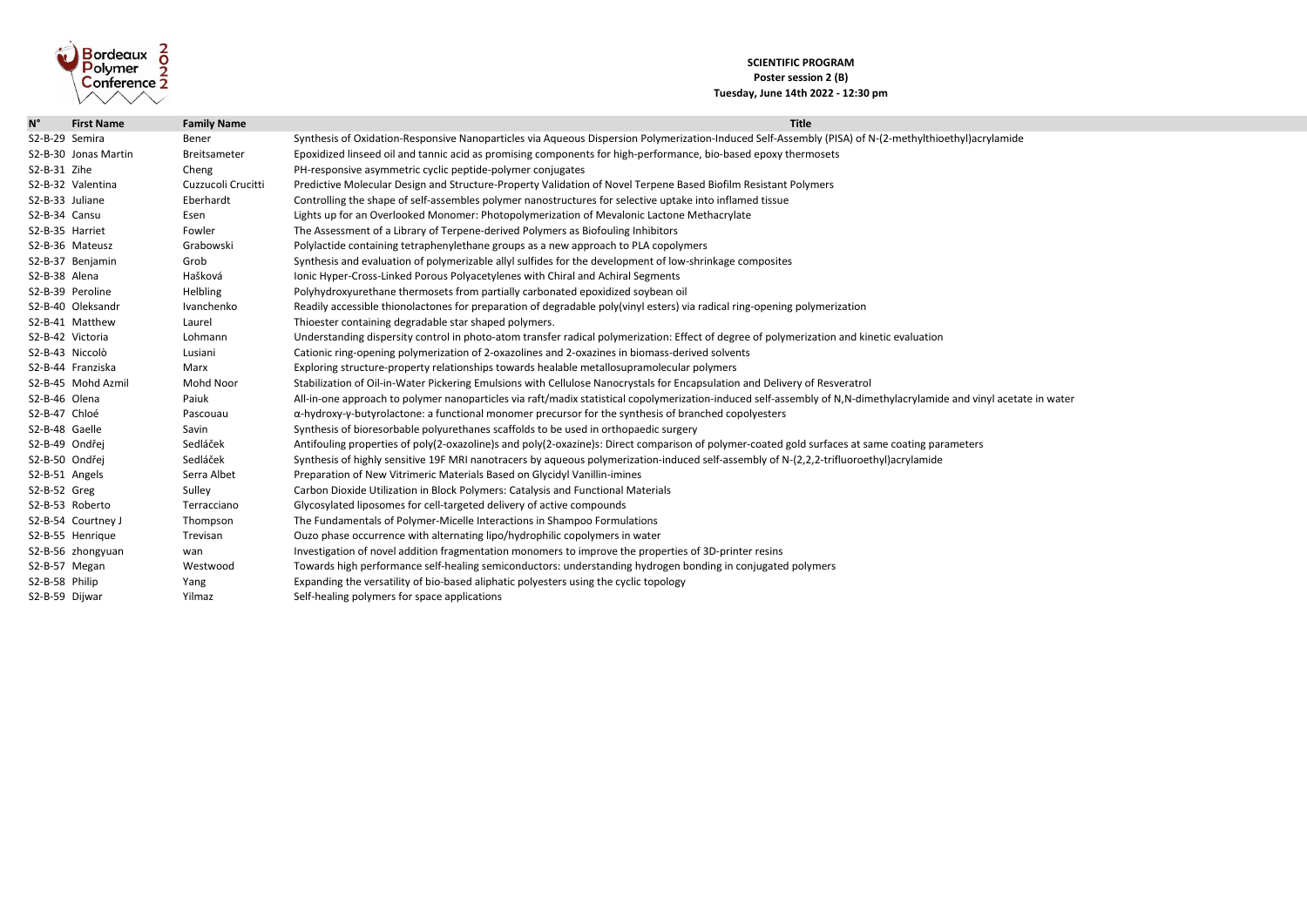**SCIENTIFIC PROGRAM**
**Poster session 2 (B)**
**Tuesday, June 14th 2022 - 12:30 pm**

| N° | First Name | Family Name | Title |
|---|---|---|---|
| S2-B-29 | Semira | Bener | Synthesis of Oxidation-Responsive Nanoparticles via Aqueous Dispersion Polymerization-Induced Self-Assembly (PISA) of N-(2-methylthioethyl)acrylamide |
| S2-B-30 | Jonas Martin | Breitsameter | Epoxidized linseed oil and tannic acid as promising components for high-performance, bio-based epoxy thermosets |
| S2-B-31 | Zihe | Cheng | PH-responsive asymmetric cyclic peptide-polymer conjugates |
| S2-B-32 | Valentina | Cuzzucoli Crucitti | Predictive Molecular Design and Structure-Property Validation of Novel Terpene Based Biofilm Resistant Polymers |
| S2-B-33 | Juliane | Eberhardt | Controlling the shape of self-assembles polymer nanostructures for selective uptake into inflamed tissue |
| S2-B-34 | Cansu | Esen | Lights up for an Overlooked Monomer: Photopolymerization of Mevalonic Lactone Methacrylate |
| S2-B-35 | Harriet | Fowler | The Assessment of a Library of Terpene-derived Polymers as Biofouling Inhibitors |
| S2-B-36 | Mateusz | Grabowski | Polylactide containing tetraphenylethane groups as a new approach to PLA copolymers |
| S2-B-37 | Benjamin | Grob | Synthesis and evaluation of polymerizable allyl sulfides for the development of low-shrinkage composites |
| S2-B-38 | Alena | Hašková | Ionic Hyper-Cross-Linked Porous Polyacetylenes with Chiral and Achiral Segments |
| S2-B-39 | Peroline | Helbling | Polyhydroxyurethane thermosets from partially carbonated epoxidized soybean oil |
| S2-B-40 | Oleksandr | Ivanchenko | Readily accessible thionolactones for preparation of degradable poly(vinyl esters) via radical ring-opening polymerization |
| S2-B-41 | Matthew | Laurel | Thioester containing degradable star shaped polymers. |
| S2-B-42 | Victoria | Lohmann | Understanding dispersity control in photo-atom transfer radical polymerization: Effect of degree of polymerization and kinetic evaluation |
| S2-B-43 | Niccolò | Lusiani | Cationic ring-opening polymerization of 2-oxazolines and 2-oxazines in biomass-derived solvents |
| S2-B-44 | Franziska | Marx | Exploring structure-property relationships towards healable metallosupramolecular polymers |
| S2-B-45 | Mohd Azmil | Mohd Noor | Stabilization of Oil-in-Water Pickering Emulsions with Cellulose Nanocrystals for Encapsulation and Delivery of Resveratrol |
| S2-B-46 | Olena | Paiuk | All-in-one approach to polymer nanoparticles via raft/madix statistical copolymerization-induced self-assembly of N,N-dimethylacrylamide and vinyl acetate in water |
| S2-B-47 | Chloé | Pascouau | α-hydroxy-γ-butyrolactone: a functional monomer precursor for the synthesis of branched copolyesters |
| S2-B-48 | Gaelle | Savin | Synthesis of bioresorbable polyurethanes scaffolds to be used in orthopaedic surgery |
| S2-B-49 | Ondřej | Sedláček | Antifouling properties of poly(2-oxazoline)s and poly(2-oxazine)s: Direct comparison of polymer-coated gold surfaces at same coating parameters |
| S2-B-50 | Ondřej | Sedláček | Synthesis of highly sensitive 19F MRI nanotracers by aqueous polymerization-induced self-assembly of N-(2,2,2-trifluoroethyl)acrylamide |
| S2-B-51 | Angels | Serra Albet | Preparation of New Vitrimeric Materials Based on Glycidyl Vanillin-imines |
| S2-B-52 | Greg | Sulley | Carbon Dioxide Utilization in Block Polymers: Catalysis and Functional Materials |
| S2-B-53 | Roberto | Terracciano | Glycosylated liposomes for cell-targeted delivery of active compounds |
| S2-B-54 | Courtney J | Thompson | The Fundamentals of Polymer-Micelle Interactions in Shampoo Formulations |
| S2-B-55 | Henrique | Trevisan | Ouzo phase occurrence with alternating lipo/hydrophilic copolymers in water |
| S2-B-56 | zhongyuan | wan | Investigation of novel addition fragmentation monomers to improve the properties of 3D-printer resins |
| S2-B-57 | Megan | Westwood | Towards high performance self-healing semiconductors: understanding hydrogen bonding in conjugated polymers |
| S2-B-58 | Philip | Yang | Expanding the versatility of bio-based aliphatic polyesters using the cyclic topology |
| S2-B-59 | Dijwar | Yilmaz | Self-healing polymers for space applications |